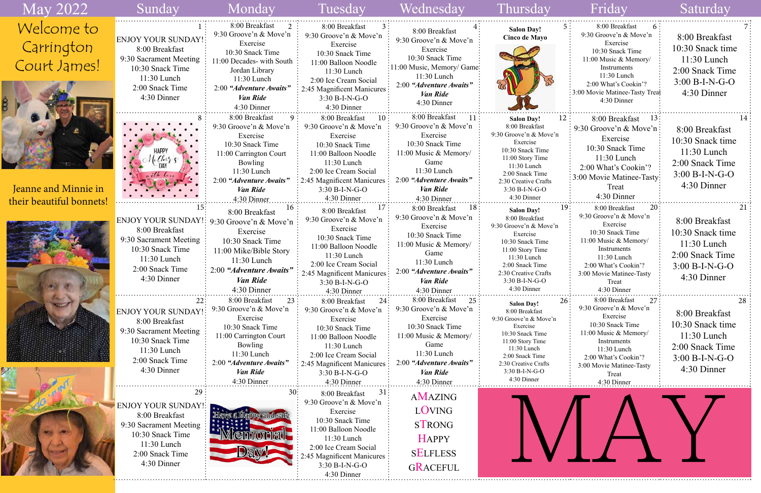# May 2022

Welcome to Carrington Court James!

Jeanne and Minnie in their beautiful bonnets!

| Sunday | Monday | Tuesday | Wednesday | Thursday | Friday | Saturday |
|---|---|---|---|---|---|---|
| 1 ENJOY YOUR SUNDAY! 8:00 Breakfast 9:30 Sacrament Meeting 10:30 Snack Time 11:30 Lunch 2:00 Snack Time 4:30 Dinner | 2 8:00 Breakfast 9:30 Groove'n & Move'n Exercise 10:30 Snack Time 11:00 Decades- with South Jordan Library 11:30 Lunch 2:00 ***"Adventure Awaits"*** ***Van Ride*** 4:30 Dinner | 3 8:00 Breakfast 9:30 Groove'n & Move'n Exercise 10:30 Snack Time 11:00 Balloon Noodle 11:30 Lunch 2:00 Ice Cream Social 2:45 Magnificent Manicures 3:30 B-I-N-G-O 4:30 Dinner | 4 8:00 Breakfast 9:30 Groove'n & Move'n Exercise 10:30 Snack Time 11:00 Music, Memory/ Game 11:30 Lunch 2:00 ***"Adventure Awaits"*** ***Van Ride*** 4:30 Dinner | 5 **Salon Day!** **Cinco de Mayo** | 6 8:00 Breakfast 9:30 Groove'n & Move'n Exercise 10:30 Snack Time 11:00 Music & Memory/ Instruments 11:30 Lunch 2:00 What's Cookin'? 3:00 Movie Matinee-Tasty Treat 4:30 Dinner | 7 8:00 Breakfast 10:30 Snack time 11:30 Lunch 2:00 Snack Time 3:00 B-I-N-G-O 4:30 Dinner |
| 8 HAPPY Mother's DAY with love | 9 8:00 Breakfast 9:30 Groove'n & Move'n Exercise 10:30 Snack Time 11:00 Carrington Court Bowling 11:30 Lunch 2:00 ***"Adventure Awaits"*** ***Van Ride*** 4:30 Dinner | 10 8:00 Breakfast 9:30 Groove'n & Move'n Exercise 10:30 Snack Time 11:00 Balloon Noodle 11:30 Lunch 2:00 Ice Cream Social 2:45 Magnificent Manicures 3:30 B-I-N-G-O 4:30 Dinner | 11 8:00 Breakfast 9:30 Groove'n & Move'n Exercise 10:30 Snack Time 11:00 Music & Memory/ Game 11:30 Lunch 2:00 ***"Adventure Awaits"*** ***Van Ride*** 4:30 Dinner | 12 **Salon Day!** 8:00 Breakfast 9:30 Groove'n & Move'n Exercise 10:30 Snack Time 11:00 Story Time 11:30 Lunch 2:00 Snack Time 2:30 Creative Crafts 3:30 B-I-N-G-O 4:30 Dinner | 13 8:00 Breakfast 9:30 Groove'n & Move'n Exercise 10:30 Snack Time 11:30 Lunch 2:00 What's Cookin'? 3:00 Movie Matinee-Tasty Treat 4:30 Dinner | 14 8:00 Breakfast 10:30 Snack time 11:30 Lunch 2:00 Snack Time 3:00 B-I-N-G-O 4:30 Dinner |
| 15 ENJOY YOUR SUNDAY! 8:00 Breakfast 9:30 Sacrament Meeting 10:30 Snack Time 11:30 Lunch 2:00 Snack Time 4:30 Dinner | 16 8:00 Breakfast 9:30 Groove'n & Move'n Exercise 10:30 Snack Time 11:00 Mike/Bible Story 11:30 Lunch 2:00 ***"Adventure Awaits"*** ***Van Ride*** 4:30 Dinner | 17 8:00 Breakfast 9:30 Groove'n & Move'n Exercise 10:30 Snack Time 11:00 Balloon Noodle 11:30 Lunch 2:00 Ice Cream Social 2:45 Magnificent Manicures 3:30 B-I-N-G-O 4:30 Dinner | 18 8:00 Breakfast 9:30 Groove'n & Move'n Exercise 10:30 Snack Time 11:00 Music & Memory/ Game 11:30 Lunch 2:00 ***"Adventure Awaits"*** ***Van Ride*** 4:30 Dinner | 19 **Salon Day!** 8:00 Breakfast 9:30 Groove'n & Move'n Exercise 10:30 Snack Time 11:00 Story Time 11:30 Lunch 2:00 Snack Time 2:30 Creative Crafts 3:30 B-I-N-G-O 4:30 Dinner | 20 8:00 Breakfast 9:30 Groove'n & Move'n Exercise 10:30 Snack Time 11:00 Music & Memory/ Instruments 11:30 Lunch 2:00 What's Cookin'? 3:00 Movie Matinee-Tasty Treat 4:30 Dinner | 21 8:00 Breakfast 10:30 Snack time 11:30 Lunch 2:00 Snack Time 3:00 B-I-N-G-O 4:30 Dinner |
| 22 ENJOY YOUR SUNDAY! 8:00 Breakfast 9:30 Sacrament Meeting 10:30 Snack Time 11:30 Lunch 2:00 Snack Time 4:30 Dinner | 23 8:00 Breakfast 9:30 Groove'n & Move'n Exercise 10:30 Snack Time 11:00 Carrington Court Bowling 11:30 Lunch 2:00 ***"Adventure Awaits"*** ***Van Ride*** 4:30 Dinner | 24 8:00 Breakfast 9:30 Groove'n & Move'n Exercise 10:30 Snack Time 11:00 Balloon Noodle 11:30 Lunch 2:00 Ice Cream Social 2:45 Magnificent Manicures 3:30 B-I-N-G-O 4:30 Dinner | 25 8:00 Breakfast 9:30 Groove'n & Move'n Exercise 10:30 Snack Time 11:00 Music & Memory/ Game 11:30 Lunch 2:00 ***"Adventure Awaits"*** ***Van Ride*** 4:30 Dinner | 26 **Salon Day!** 8:00 Breakfast 9:30 Groove'n & Move'n Exercise 10:30 Snack Time 11:00 Story Time 11:30 Lunch 2:00 Snack Time 2:30 Creative Crafts 3:30 B-I-N-G-O 4:30 Dinner | 27 8:00 Breakfast 9:30 Groove'n & Move'n Exercise 10:30 Snack Time 11:00 Music & Memory/ Instruments 11:30 Lunch 2:00 What's Cookin'? 3:00 Movie Matinee-Tasty Treat 4:30 Dinner | 28 8:00 Breakfast 10:30 Snack time 11:30 Lunch 2:00 Snack Time 3:00 B-I-N-G-O 4:30 Dinner |
| 29 ENJOY YOUR SUNDAY! 8:00 Breakfast 9:30 Sacrament Meeting 10:30 Snack Time 11:30 Lunch 2:00 Snack Time 4:30 Dinner | 30 Have a Happy and Safe Memorial Day! | 31 8:00 Breakfast 9:30 Groove'n & Move'n Exercise 10:30 Snack Time 11:00 Balloon Noodle 11:30 Lunch 2:00 Ice Cream Social 2:45 Magnificent Manicures 3:30 B-I-N-G-O 4:30 Dinner | AMAZING LOVING STRONG HAPPY SELFLESS GRACEFUL | MAY | | |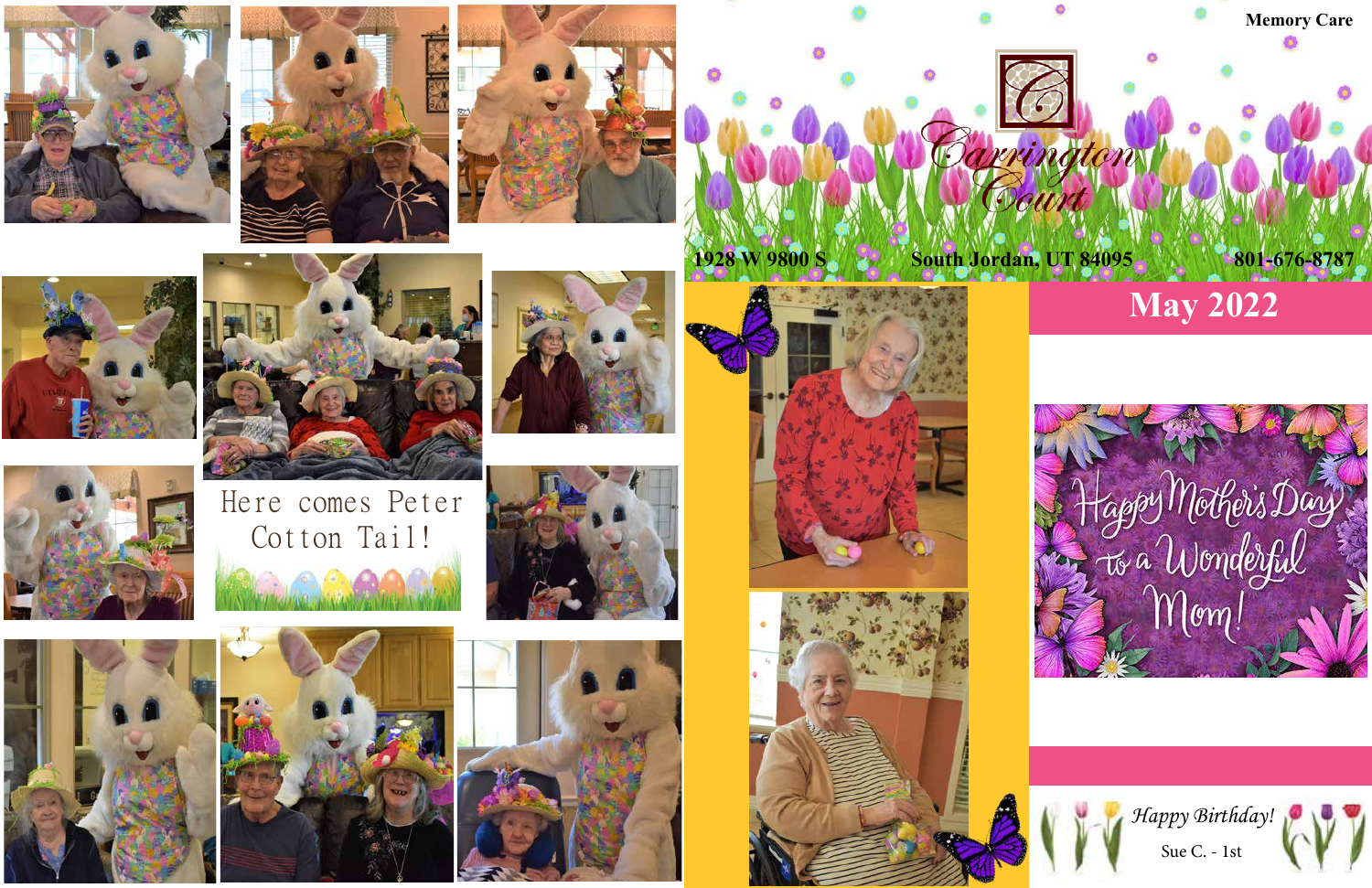Here comes Peter Cotton Tail!

Memory Care

Carrington Court

1928 W 9800 S South Jordan, UT 84095 801-676-8787

# May 2022

Happy Mothers Day to a Wonderful Mom!

*Happy Birthday!*

Sue C. - 1st